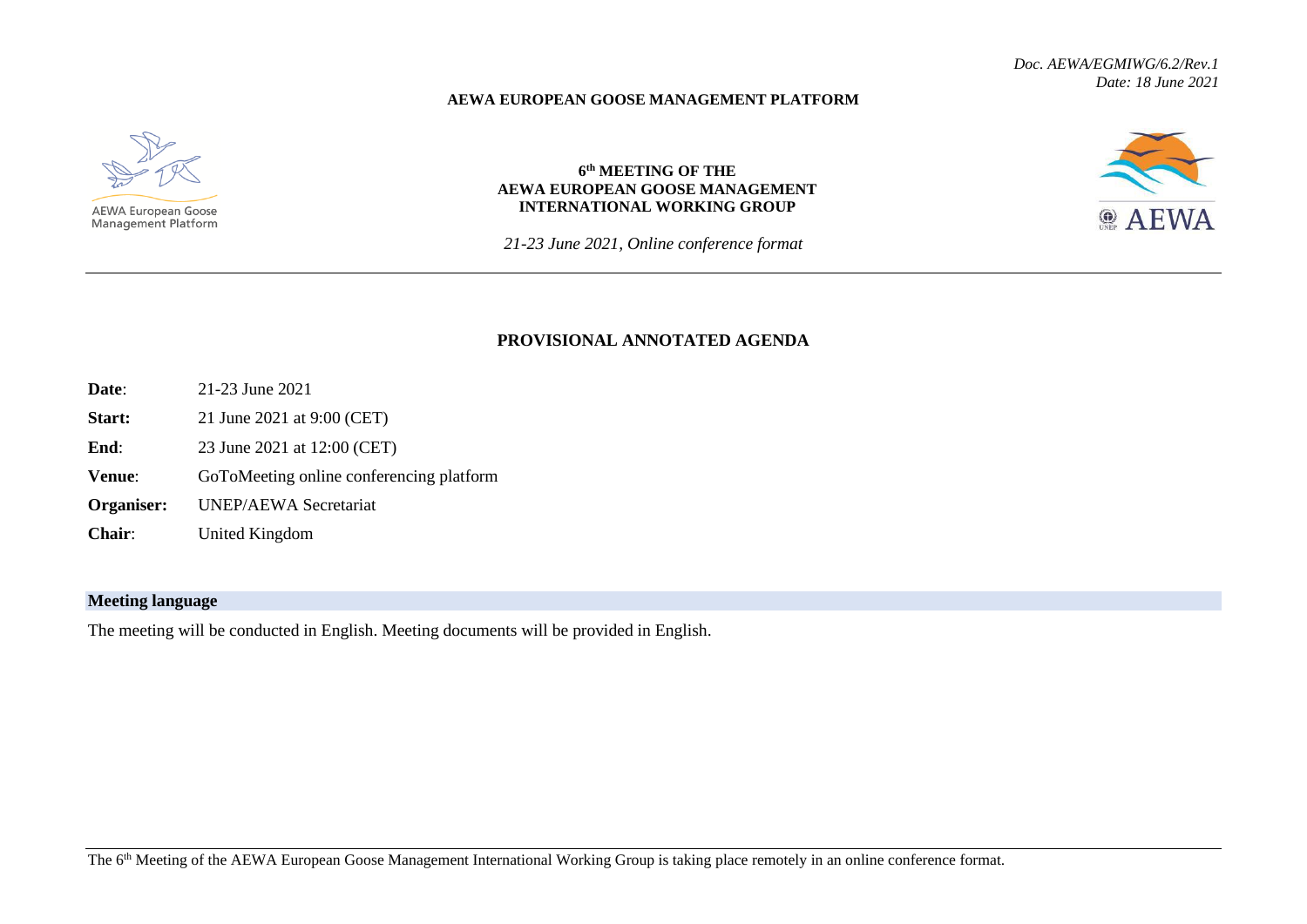*Doc. AEWA/EGMIWG/6.2/Rev.1*
*Date: 18 June 2021*

**AEWA EUROPEAN GOOSE MANAGEMENT PLATFORM**

AEWA European Goose Management Platform

**6th MEETING OF THE AEWA EUROPEAN GOOSE MANAGEMENT INTERNATIONAL WORKING GROUP**

*21-23 June 2021, Online conference format*

AEWA

## PROVISIONAL ANNOTATED AGENDA

**Date**: 21-23 June 2021

**Start:** 21 June 2021 at 9:00 (CET)

**End**: 23 June 2021 at 12:00 (CET)

**Venue**: GoToMeeting online conferencing platform

**Organiser:** UNEP/AEWA Secretariat

**Chair**: United Kingdom

### Meeting language

The meeting will be conducted in English. Meeting documents will be provided in English.

The 6th Meeting of the AEWA European Goose Management International Working Group is taking place remotely in an online conference format.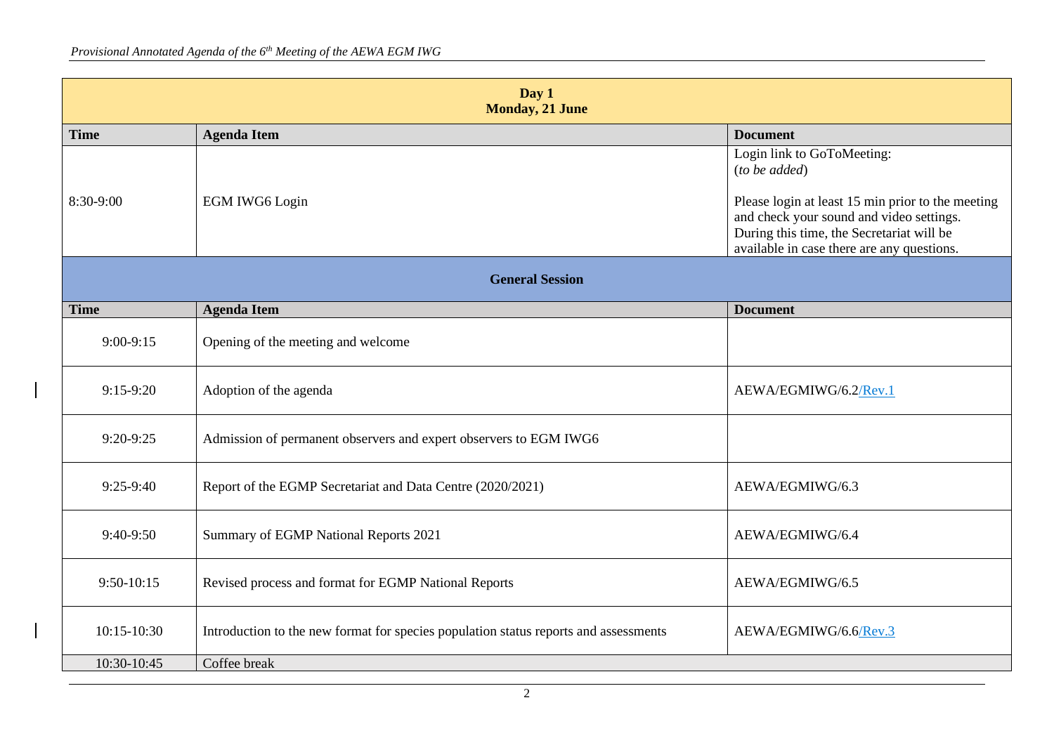| Day 1<br>Monday, 21 June | | |
|---|---|---|
| **Time** | **Agenda Item** | **Document** |
| 8:30-9:00 | EGM IWG6 Login | Login link to GoToMeeting:<br>(*to be added*)<br><br>Please login at least 15 min prior to the meeting and check your sound and video settings. During this time, the Secretariat will be available in case there are any questions. |
| **General Session** | | |
| **Time** | **Agenda Item** | **Document** |
| 9:00-9:15 | Opening of the meeting and welcome | |
| 9:15-9:20 | Adoption of the agenda | AEWA/EGMIWG/6.2/Rev.1 |
| 9:20-9:25 | Admission of permanent observers and expert observers to EGM IWG6 | |
| 9:25-9:40 | Report of the EGMP Secretariat and Data Centre (2020/2021) | AEWA/EGMIWG/6.3 |
| 9:40-9:50 | Summary of EGMP National Reports 2021 | AEWA/EGMIWG/6.4 |
| 9:50-10:15 | Revised process and format for EGMP National Reports | AEWA/EGMIWG/6.5 |
| 10:15-10:30 | Introduction to the new format for species population status reports and assessments | AEWA/EGMIWG/6.6/Rev.3 |
| 10:30-10:45 | Coffee break | |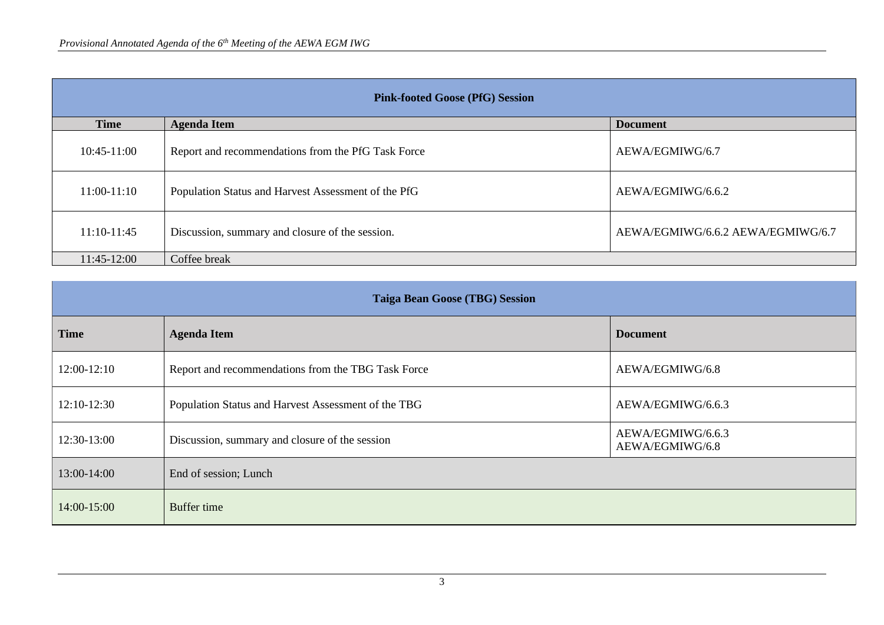| Pink-footed Goose (PfG) Session | | |
|---|---|---|
| **Time** | **Agenda Item** | **Document** |
| 10:45-11:00 | Report and recommendations from the PfG Task Force | AEWA/EGMIWG/6.7 |
| 11:00-11:10 | Population Status and Harvest Assessment of the PfG | AEWA/EGMIWG/6.6.2 |
| 11:10-11:45 | Discussion, summary and closure of the session. | AEWA/EGMIWG/6.6.2 AEWA/EGMIWG/6.7 |
| 11:45-12:00 | Coffee break | |

| Taiga Bean Goose (TBG) Session | | |
|---|---|---|
| **Time** | **Agenda Item** | **Document** |
| 12:00-12:10 | Report and recommendations from the TBG Task Force | AEWA/EGMIWG/6.8 |
| 12:10-12:30 | Population Status and Harvest Assessment of the TBG | AEWA/EGMIWG/6.6.3 |
| 12:30-13:00 | Discussion, summary and closure of the session | AEWA/EGMIWG/6.6.3 AEWA/EGMIWG/6.8 |
| 13:00-14:00 | End of session; Lunch | |
| 14:00-15:00 | Buffer time | |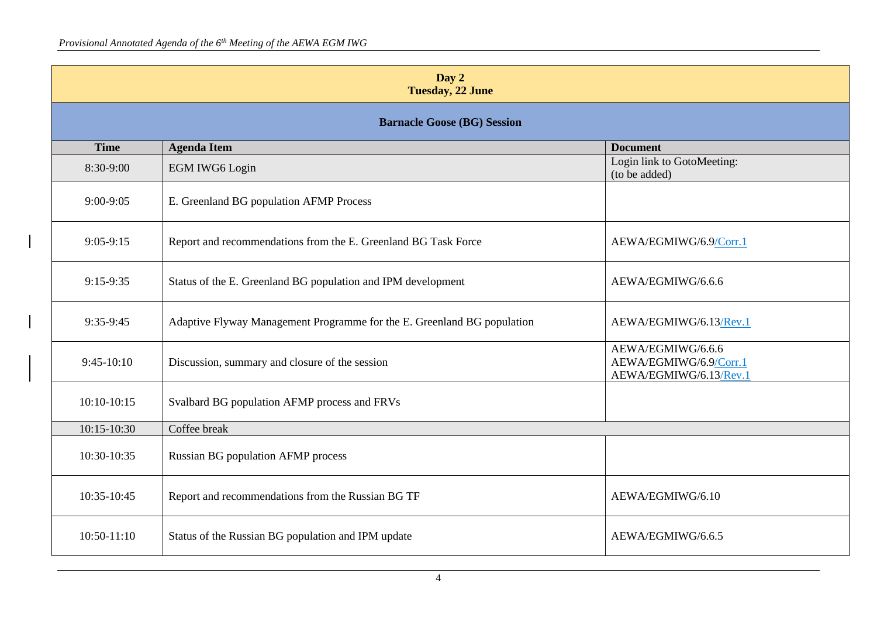| Day 2<br>Tuesday, 22 June | | |
|---|---|---|
| **Barnacle Goose (BG) Session** | | |
| **Time** | **Agenda Item** | **Document** |
| 8:30-9:00 | EGM IWG6 Login | Login link to GotoMeeting:<br>(to be added) |
| 9:00-9:05 | E. Greenland BG population AFMP Process | |
| 9:05-9:15 | Report and recommendations from the E. Greenland BG Task Force | AEWA/EGMIWG/6.9/Corr.1 |
| 9:15-9:35 | Status of the E. Greenland BG population and IPM development | AEWA/EGMIWG/6.6.6 |
| 9:35-9:45 | Adaptive Flyway Management Programme for the E. Greenland BG population | AEWA/EGMIWG/6.13/Rev.1 |
| 9:45-10:10 | Discussion, summary and closure of the session | AEWA/EGMIWG/6.6.6<br>AEWA/EGMIWG/6.9/Corr.1<br>AEWA/EGMIWG/6.13/Rev.1 |
| 10:10-10:15 | Svalbard BG population AFMP process and FRVs | |
| 10:15-10:30 | Coffee break | |
| 10:30-10:35 | Russian BG population AFMP process | |
| 10:35-10:45 | Report and recommendations from the Russian BG TF | AEWA/EGMIWG/6.10 |
| 10:50-11:10 | Status of the Russian BG population and IPM update | AEWA/EGMIWG/6.6.5 |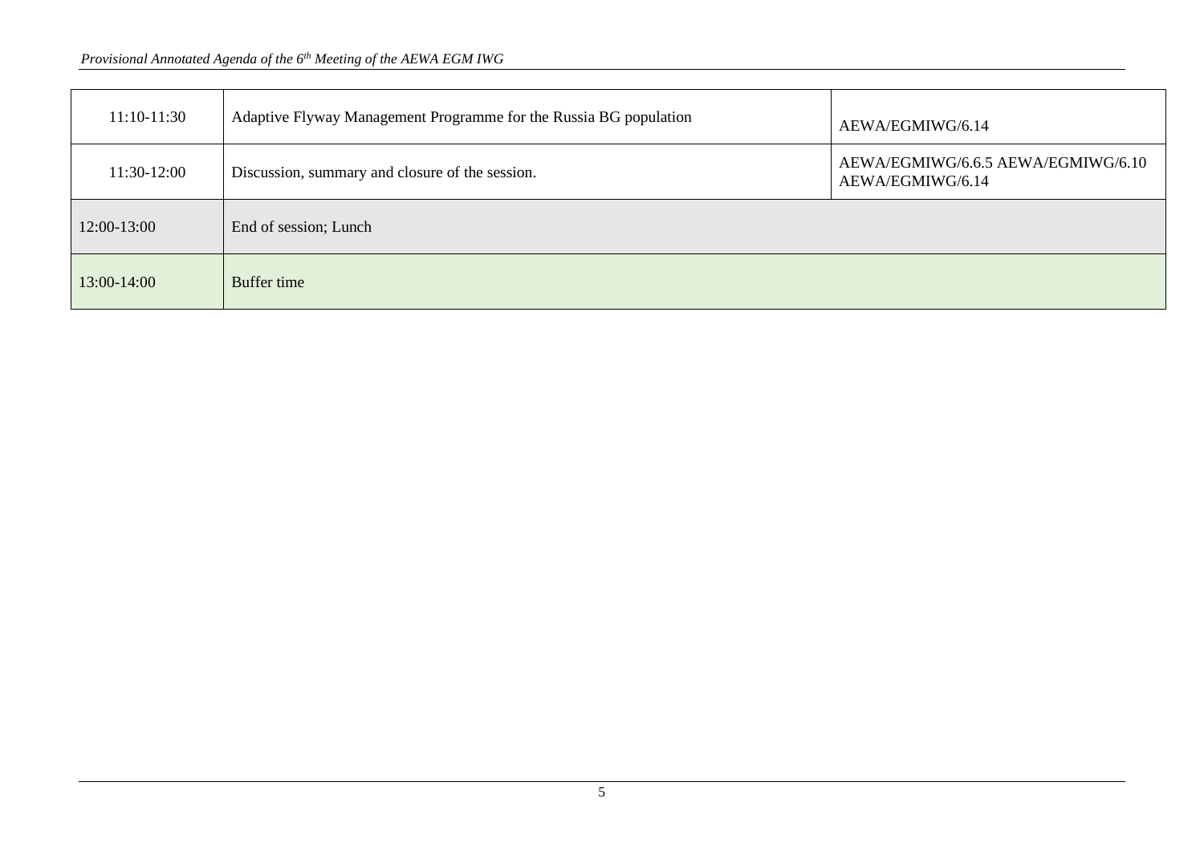| | | |
|---|---|---|
| 11:10-11:30 | Adaptive Flyway Management Programme for the Russia BG population | AEWA/EGMIWG/6.14 |
| 11:30-12:00 | Discussion, summary and closure of the session. | AEWA/EGMIWG/6.6.5 AEWA/EGMIWG/6.10 AEWA/EGMIWG/6.14 |
| 12:00-13:00 | End of session; Lunch | |
| 13:00-14:00 | Buffer time | |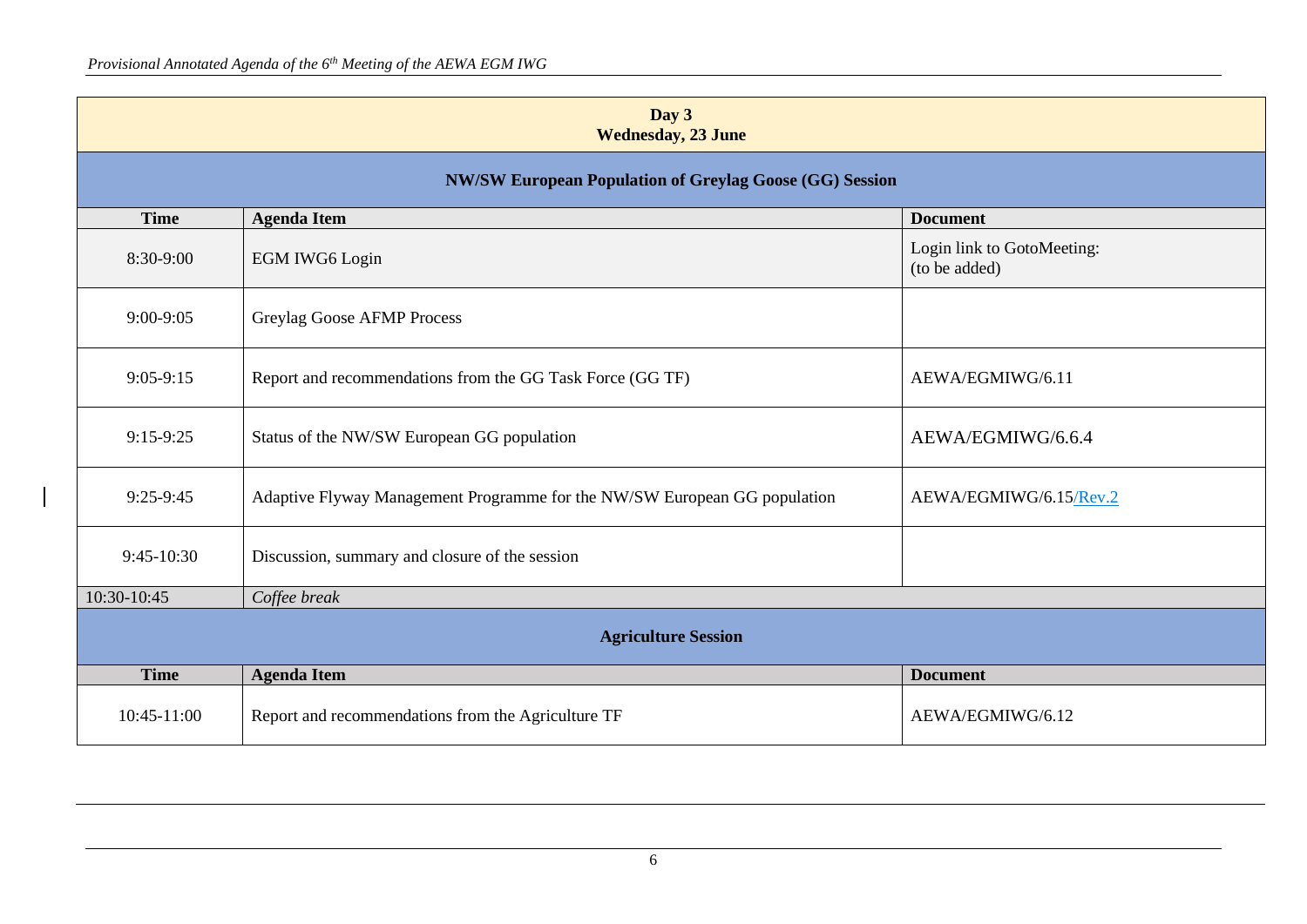| **Day 3**<br>**Wednesday, 23 June** | | |
|---|---|---|
| **NW/SW European Population of Greylag Goose (GG) Session** | | |
| **Time** | **Agenda Item** | **Document** |
| 8:30-9:00 | EGM IWG6 Login | Login link to GotoMeeting:<br>(to be added) |
| 9:00-9:05 | Greylag Goose AFMP Process | |
| 9:05-9:15 | Report and recommendations from the GG Task Force (GG TF) | AEWA/EGMIWG/6.11 |
| 9:15-9:25 | Status of the NW/SW European GG population | AEWA/EGMIWG/6.6.4 |
| 9:25-9:45 | Adaptive Flyway Management Programme for the NW/SW European GG population | AEWA/EGMIWG/6.15/Rev.2 |
| 9:45-10:30 | Discussion, summary and closure of the session | |
| 10:30-10:45 | *Coffee break* | |
| **Agriculture Session** | | |
| **Time** | **Agenda Item** | **Document** |
| 10:45-11:00 | Report and recommendations from the Agriculture TF | AEWA/EGMIWG/6.12 |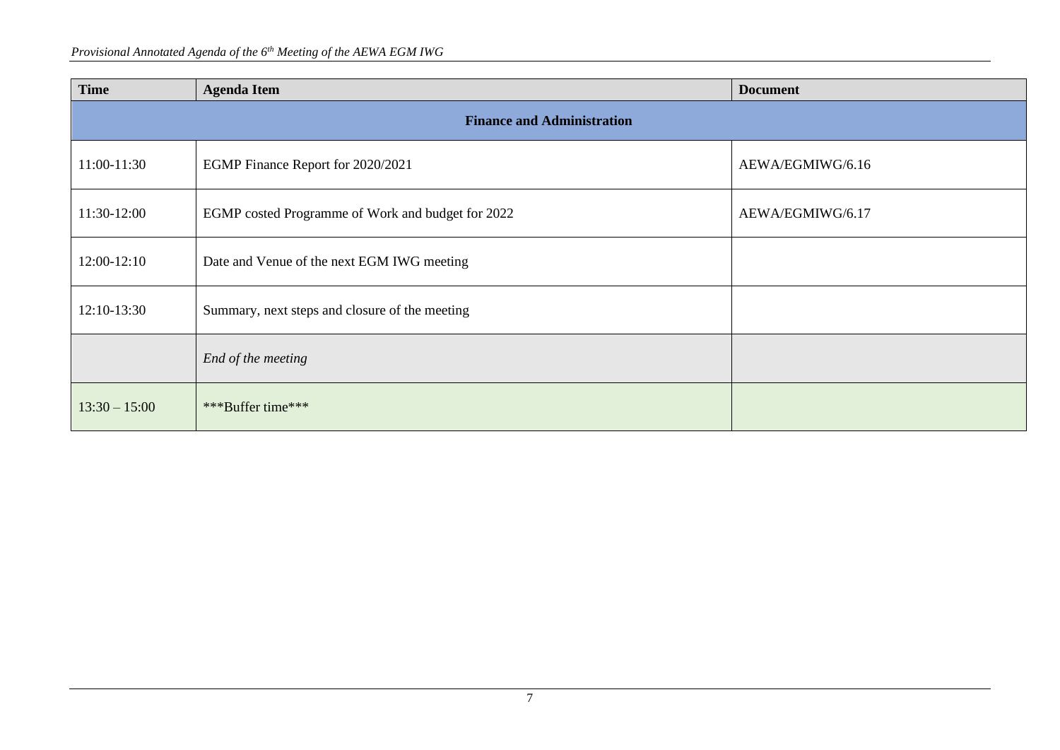| Time | Agenda Item | Document |
| --- | --- | --- |
| | **Finance and Administration** | |
| 11:00-11:30 | EGMP Finance Report for 2020/2021 | AEWA/EGMIWG/6.16 |
| 11:30-12:00 | EGMP costed Programme of Work and budget for 2022 | AEWA/EGMIWG/6.17 |
| 12:00-12:10 | Date and Venue of the next EGM IWG meeting | |
| 12:10-13:30 | Summary, next steps and closure of the meeting | |
| | *End of the meeting* | |
| 13:30 – 15:00 | ***Buffer time*** | |